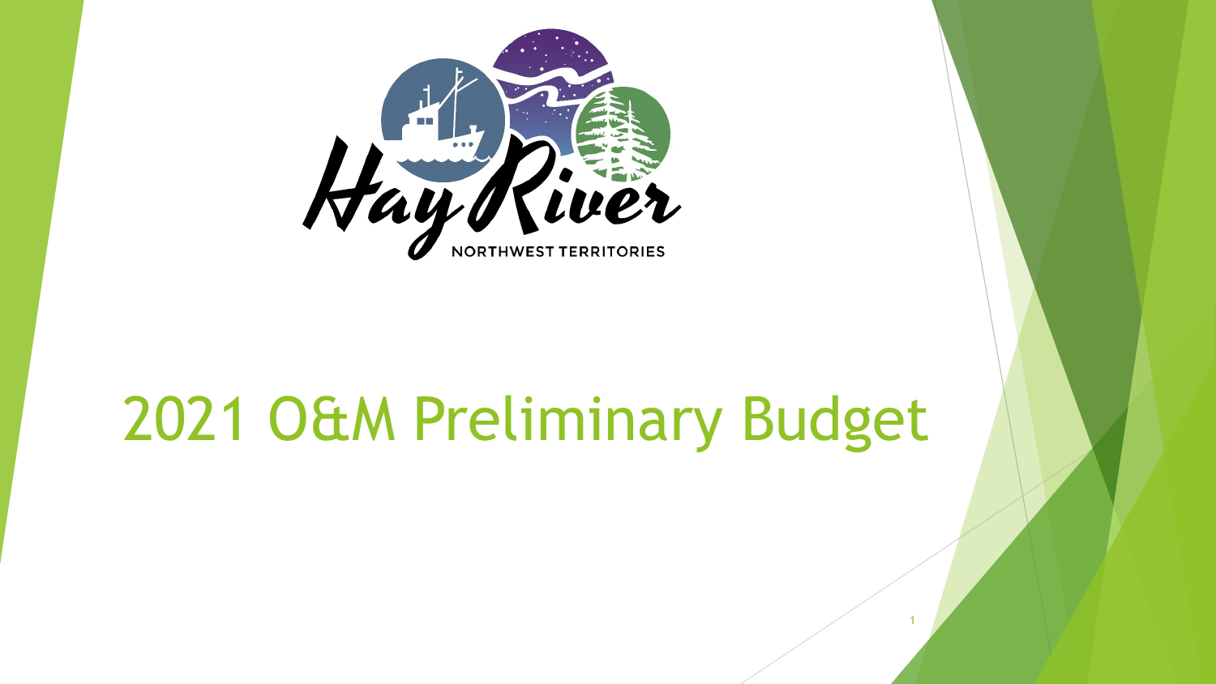Hay River

NORTHWEST TERRITORIES

# 2021 O&M Preliminary Budget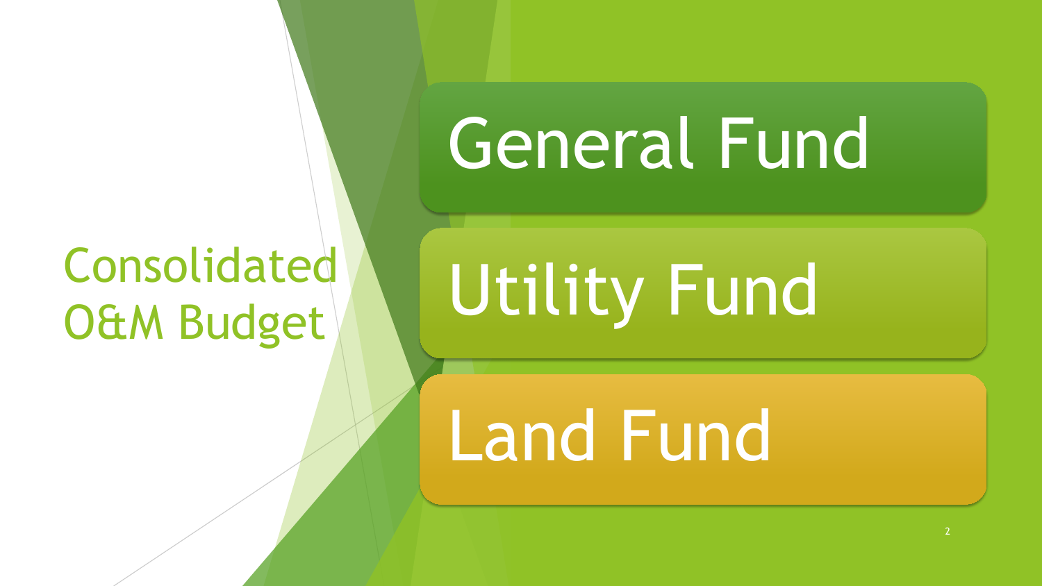# Consolidated O&M Budget

- General Fund
- Utility Fund
- Land Fund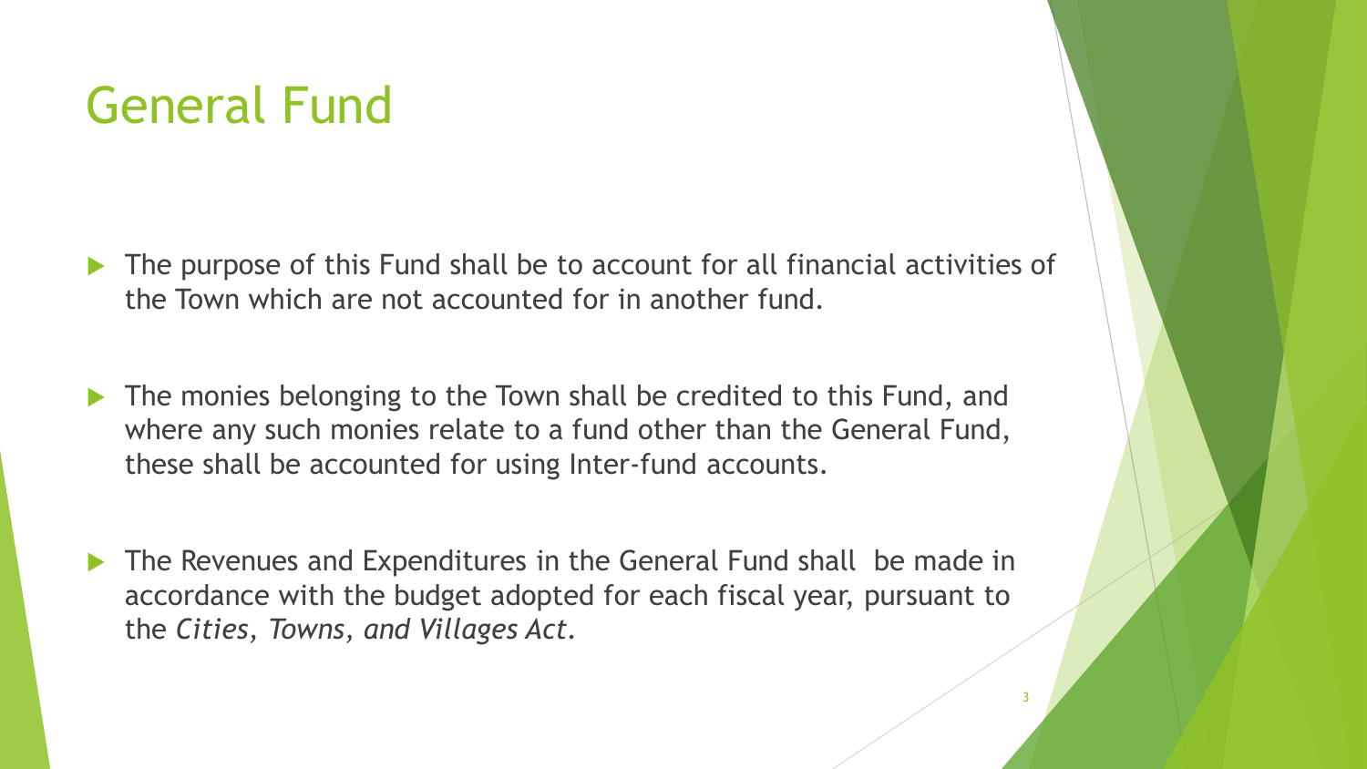# General Fund

- The purpose of this Fund shall be to account for all financial activities of the Town which are not accounted for in another fund.
- The monies belonging to the Town shall be credited to this Fund, and where any such monies relate to a fund other than the General Fund, these shall be accounted for using Inter-fund accounts.
- The Revenues and Expenditures in the General Fund shall be made in accordance with the budget adopted for each fiscal year, pursuant to the *Cities, Towns, and Villages Act*.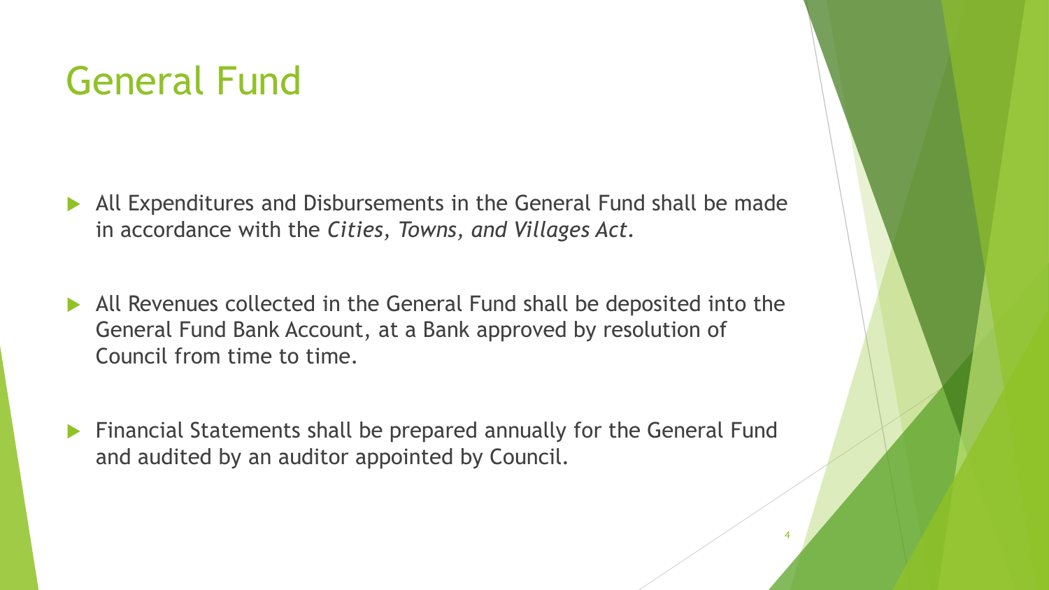# General Fund

- All Expenditures and Disbursements in the General Fund shall be made in accordance with the *Cities, Towns, and Villages Act*.
- All Revenues collected in the General Fund shall be deposited into the General Fund Bank Account, at a Bank approved by resolution of Council from time to time.
- Financial Statements shall be prepared annually for the General Fund and audited by an auditor appointed by Council.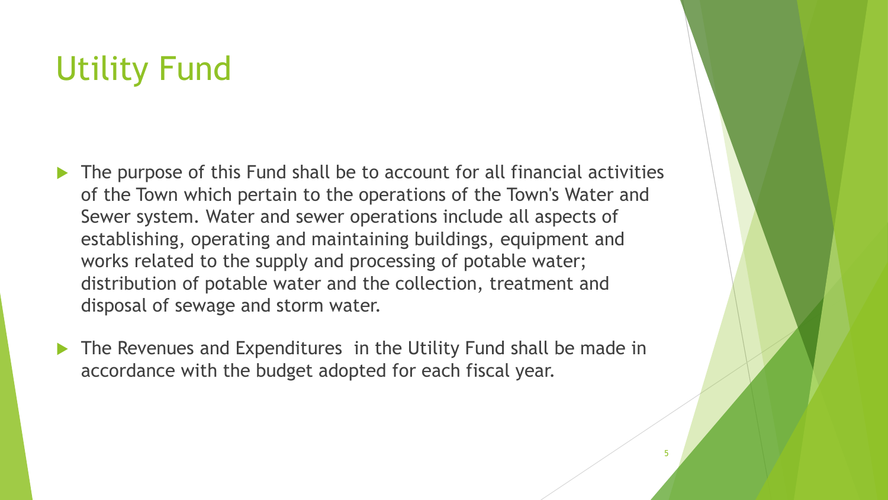# Utility Fund

- The purpose of this Fund shall be to account for all financial activities of the Town which pertain to the operations of the Town's Water and Sewer system. Water and sewer operations include all aspects of establishing, operating and maintaining buildings, equipment and works related to the supply and processing of potable water; distribution of potable water and the collection, treatment and disposal of sewage and storm water.
- The Revenues and Expenditures in the Utility Fund shall be made in accordance with the budget adopted for each fiscal year.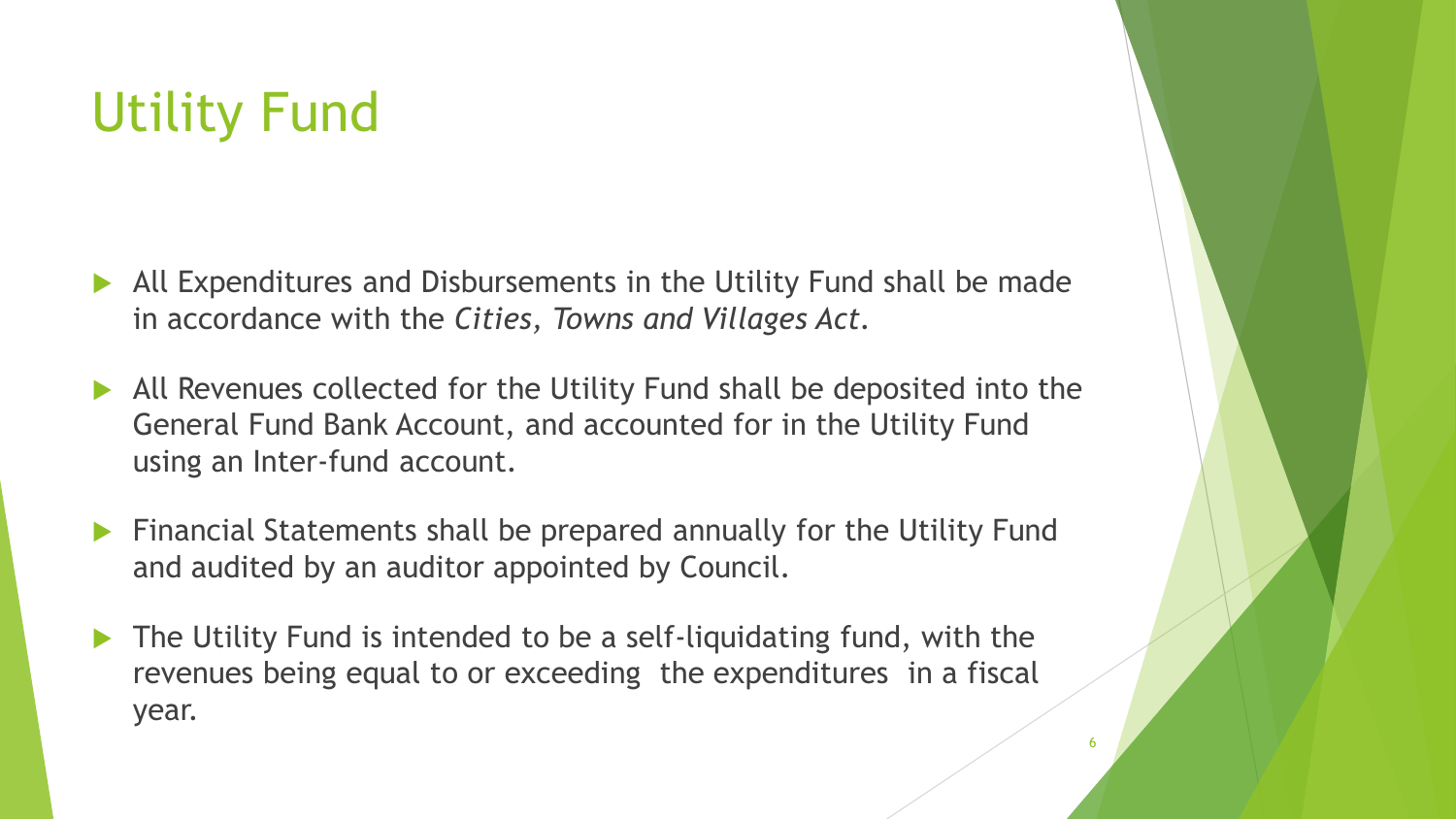# Utility Fund

- All Expenditures and Disbursements in the Utility Fund shall be made in accordance with the *Cities, Towns and Villages Act*.
- All Revenues collected for the Utility Fund shall be deposited into the General Fund Bank Account, and accounted for in the Utility Fund using an Inter-fund account.
- Financial Statements shall be prepared annually for the Utility Fund and audited by an auditor appointed by Council.
- The Utility Fund is intended to be a self-liquidating fund, with the revenues being equal to or exceeding the expenditures in a fiscal year.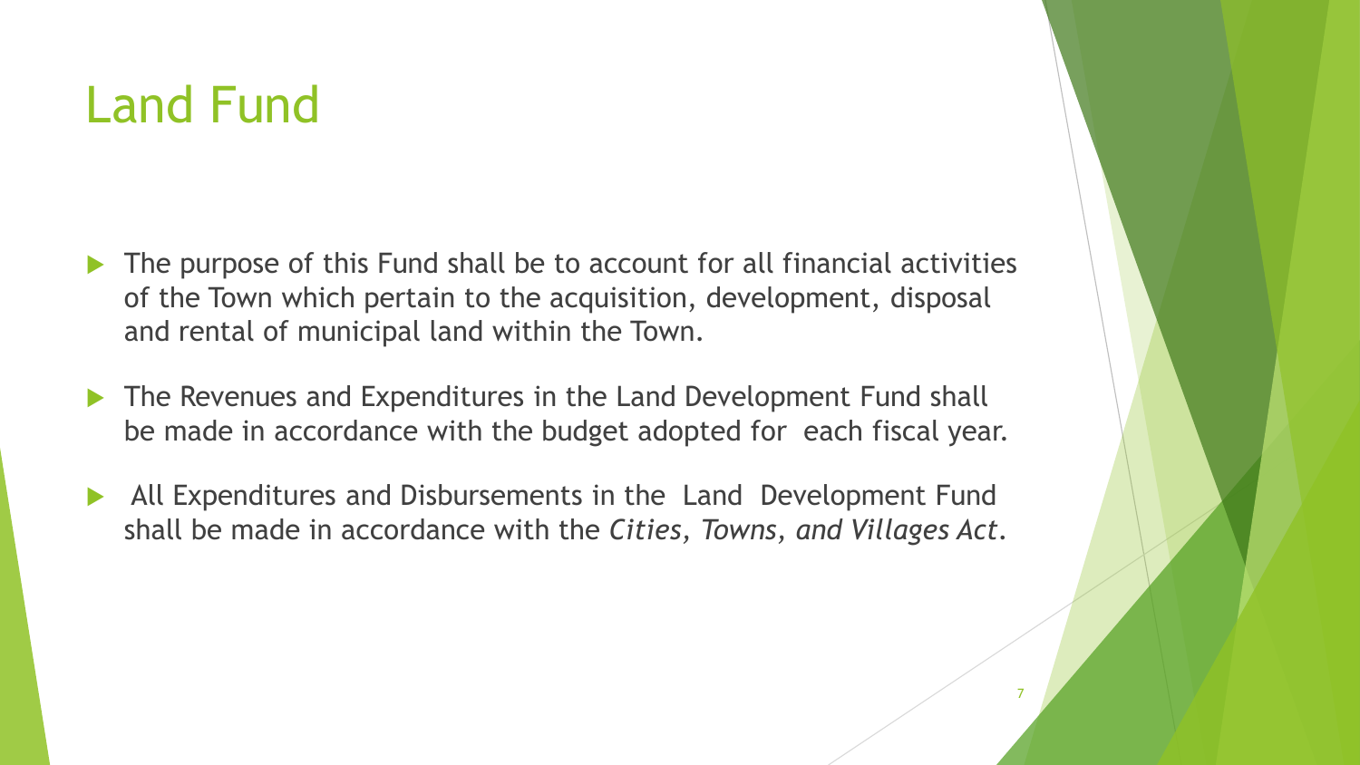# Land Fund

- The purpose of this Fund shall be to account for all financial activities of the Town which pertain to the acquisition, development, disposal and rental of municipal land within the Town.
- The Revenues and Expenditures in the Land Development Fund shall be made in accordance with the budget adopted for each fiscal year.
- All Expenditures and Disbursements in the Land Development Fund shall be made in accordance with the *Cities, Towns, and Villages Act*.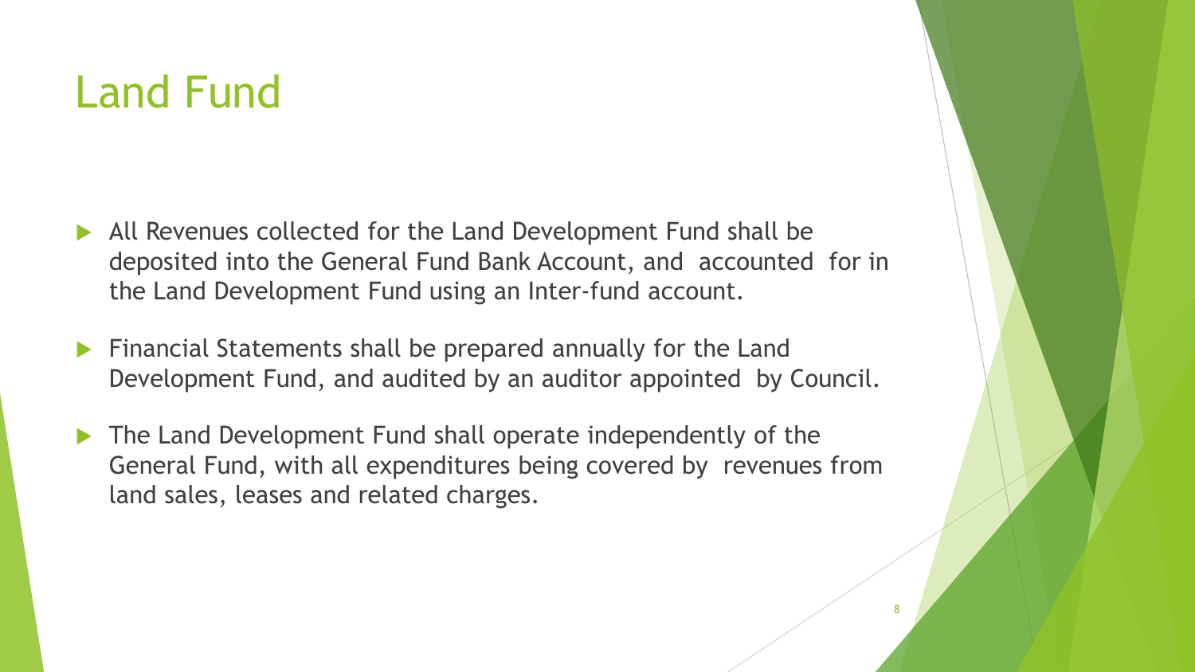# Land Fund

- All Revenues collected for the Land Development Fund shall be deposited into the General Fund Bank Account, and accounted for in the Land Development Fund using an Inter-fund account.
- Financial Statements shall be prepared annually for the Land Development Fund, and audited by an auditor appointed by Council.
- The Land Development Fund shall operate independently of the General Fund, with all expenditures being covered by revenues from land sales, leases and related charges.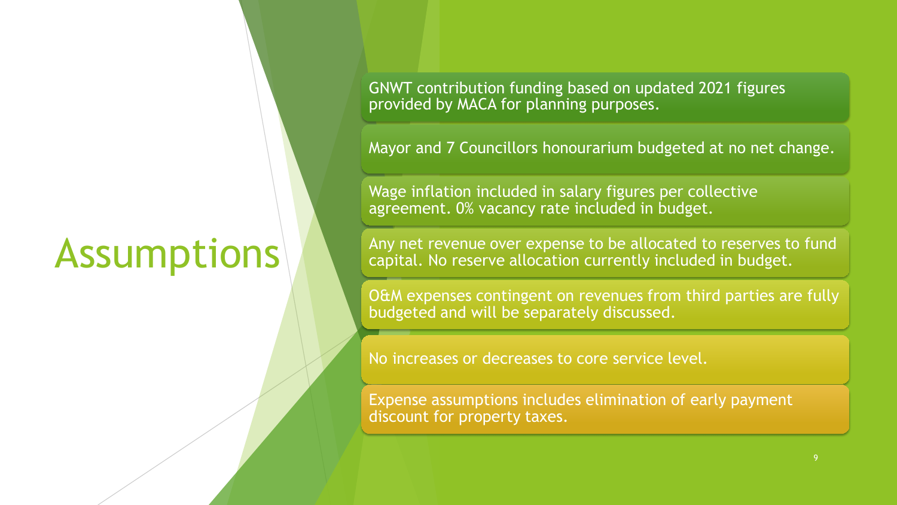# Assumptions

- GNWT contribution funding based on updated 2021 figures provided by MACA for planning purposes.
- Mayor and 7 Councillors honourarium budgeted at no net change.
- Wage inflation included in salary figures per collective agreement. 0% vacancy rate included in budget.
- Any net revenue over expense to be allocated to reserves to fund capital. No reserve allocation currently included in budget.
- O&M expenses contingent on revenues from third parties are fully budgeted and will be separately discussed.
- No increases or decreases to core service level.
- Expense assumptions includes elimination of early payment discount for property taxes.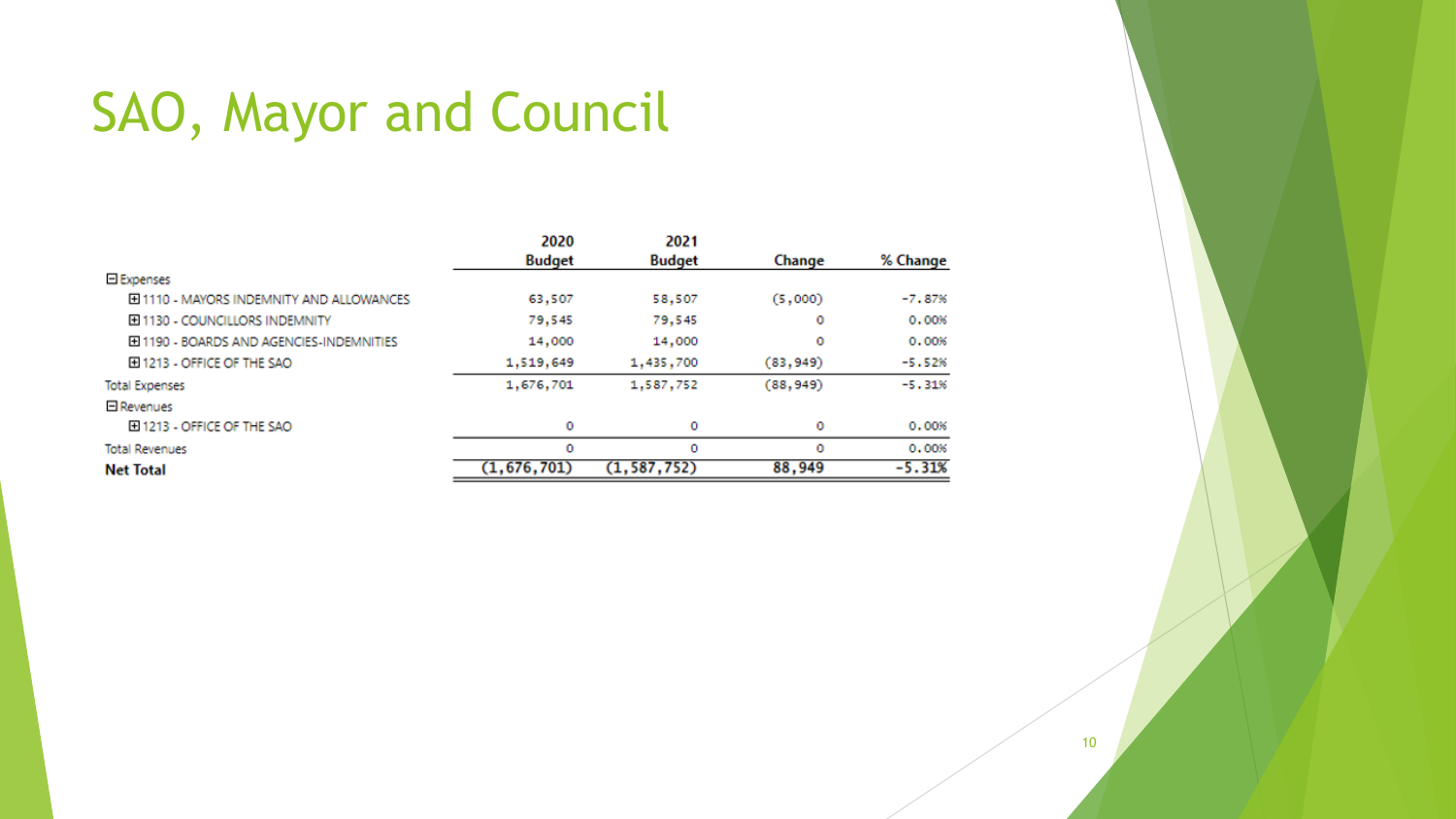# SAO, Mayor and Council

| | 2020 Budget | 2021 Budget | Change | % Change |
|---|---|---|---|---|
| ⊟ Expenses | | | | |
| ⊞ 1110 - MAYORS INDEMNITY AND ALLOWANCES | 63,507 | 58,507 | (5,000) | -7.87% |
| ⊞ 1130 - COUNCILLORS INDEMNITY | 79,545 | 79,545 | 0 | 0.00% |
| ⊞ 1190 - BOARDS AND AGENCIES-INDEMNITIES | 14,000 | 14,000 | 0 | 0.00% |
| ⊞ 1213 - OFFICE OF THE SAO | 1,519,649 | 1,435,700 | (83,949) | -5.52% |
| Total Expenses | 1,676,701 | 1,587,752 | (88,949) | -5.31% |
| ⊟ Revenues | | | | |
| ⊞ 1213 - OFFICE OF THE SAO | 0 | 0 | 0 | 0.00% |
| Total Revenues | 0 | 0 | 0 | 0.00% |
| **Net Total** | **(1,676,701)** | **(1,587,752)** | **88,949** | **-5.31%** |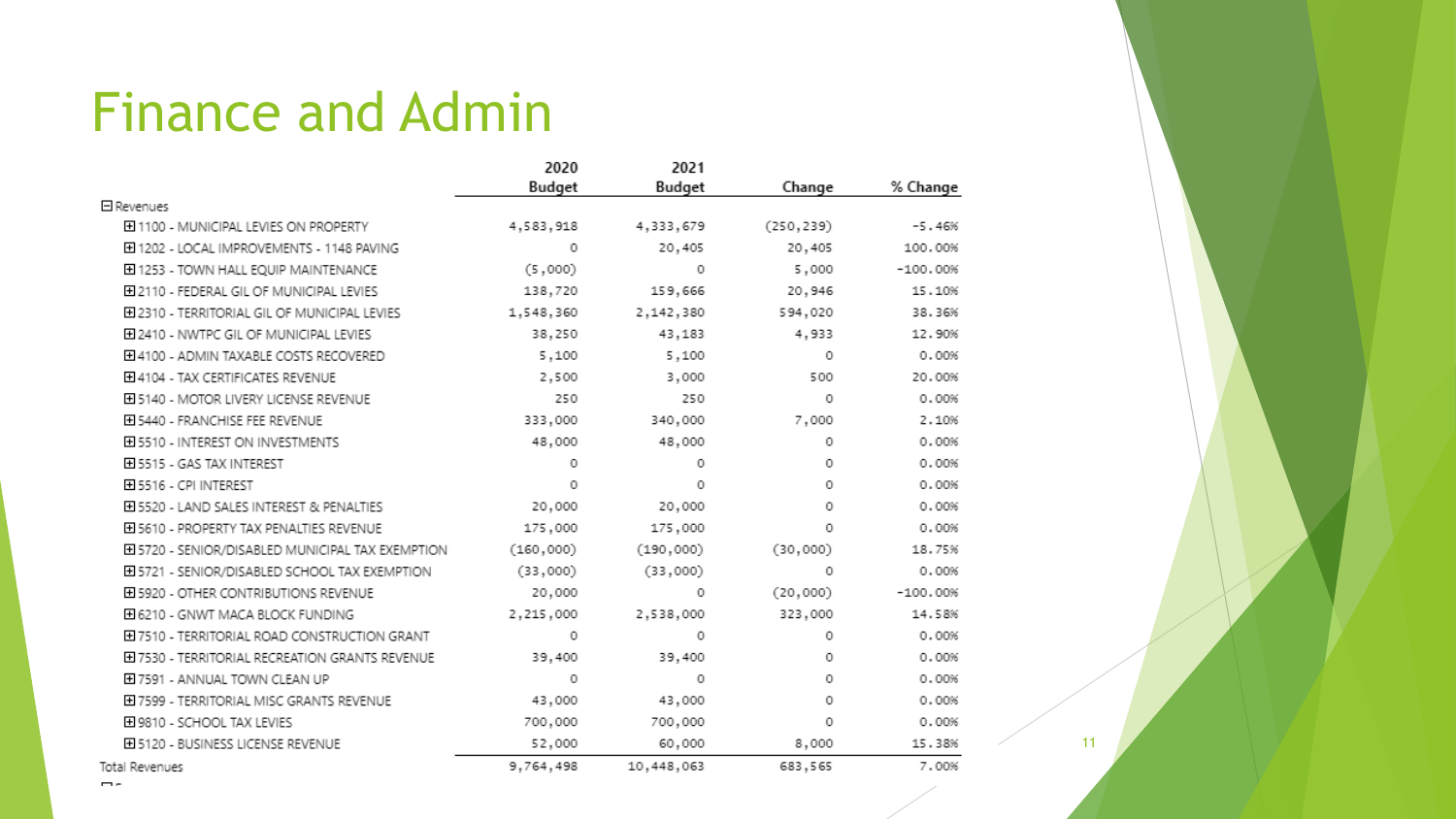# Finance and Admin

| | 2020 Budget | 2021 Budget | Change | % Change |
|---|---|---|---|---|
| ⊟ Revenues | | | | |
| ⊞ 1100 - MUNICIPAL LEVIES ON PROPERTY | 4,583,918 | 4,333,679 | (250,239) | -5.46% |
| ⊞ 1202 - LOCAL IMPROVEMENTS - 1148 PAVING | 0 | 20,405 | 20,405 | 100.00% |
| ⊞ 1253 - TOWN HALL EQUIP MAINTENANCE | (5,000) | 0 | 5,000 | -100.00% |
| ⊞ 2110 - FEDERAL GIL OF MUNICIPAL LEVIES | 138,720 | 159,666 | 20,946 | 15.10% |
| ⊞ 2310 - TERRITORIAL GIL OF MUNICIPAL LEVIES | 1,548,360 | 2,142,380 | 594,020 | 38.36% |
| ⊞ 2410 - NWTPC GIL OF MUNICIPAL LEVIES | 38,250 | 43,183 | 4,933 | 12.90% |
| ⊞ 4100 - ADMIN TAXABLE COSTS RECOVERED | 5,100 | 5,100 | 0 | 0.00% |
| ⊞ 4104 - TAX CERTIFICATES REVENUE | 2,500 | 3,000 | 500 | 20.00% |
| ⊞ 5140 - MOTOR LIVERY LICENSE REVENUE | 250 | 250 | 0 | 0.00% |
| ⊞ 5440 - FRANCHISE FEE REVENUE | 333,000 | 340,000 | 7,000 | 2.10% |
| ⊞ 5510 - INTEREST ON INVESTMENTS | 48,000 | 48,000 | 0 | 0.00% |
| ⊞ 5515 - GAS TAX INTEREST | 0 | 0 | 0 | 0.00% |
| ⊞ 5516 - CPI INTEREST | 0 | 0 | 0 | 0.00% |
| ⊞ 5520 - LAND SALES INTEREST & PENALTIES | 20,000 | 20,000 | 0 | 0.00% |
| ⊞ 5610 - PROPERTY TAX PENALTIES REVENUE | 175,000 | 175,000 | 0 | 0.00% |
| ⊞ 5720 - SENIOR/DISABLED MUNICIPAL TAX EXEMPTION | (160,000) | (190,000) | (30,000) | 18.75% |
| ⊞ 5721 - SENIOR/DISABLED SCHOOL TAX EXEMPTION | (33,000) | (33,000) | 0 | 0.00% |
| ⊞ 5920 - OTHER CONTRIBUTIONS REVENUE | 20,000 | 0 | (20,000) | -100.00% |
| ⊞ 6210 - GNWT MACA BLOCK FUNDING | 2,215,000 | 2,538,000 | 323,000 | 14.58% |
| ⊞ 7510 - TERRITORIAL ROAD CONSTRUCTION GRANT | 0 | 0 | 0 | 0.00% |
| ⊞ 7530 - TERRITORIAL RECREATION GRANTS REVENUE | 39,400 | 39,400 | 0 | 0.00% |
| ⊞ 7591 - ANNUAL TOWN CLEAN UP | 0 | 0 | 0 | 0.00% |
| ⊞ 7599 - TERRITORIAL MISC GRANTS REVENUE | 43,000 | 43,000 | 0 | 0.00% |
| ⊞ 9810 - SCHOOL TAX LEVIES | 700,000 | 700,000 | 0 | 0.00% |
| ⊞ 5120 - BUSINESS LICENSE REVENUE | 52,000 | 60,000 | 8,000 | 15.38% |
| Total Revenues | 9,764,498 | 10,448,063 | 683,565 | 7.00% |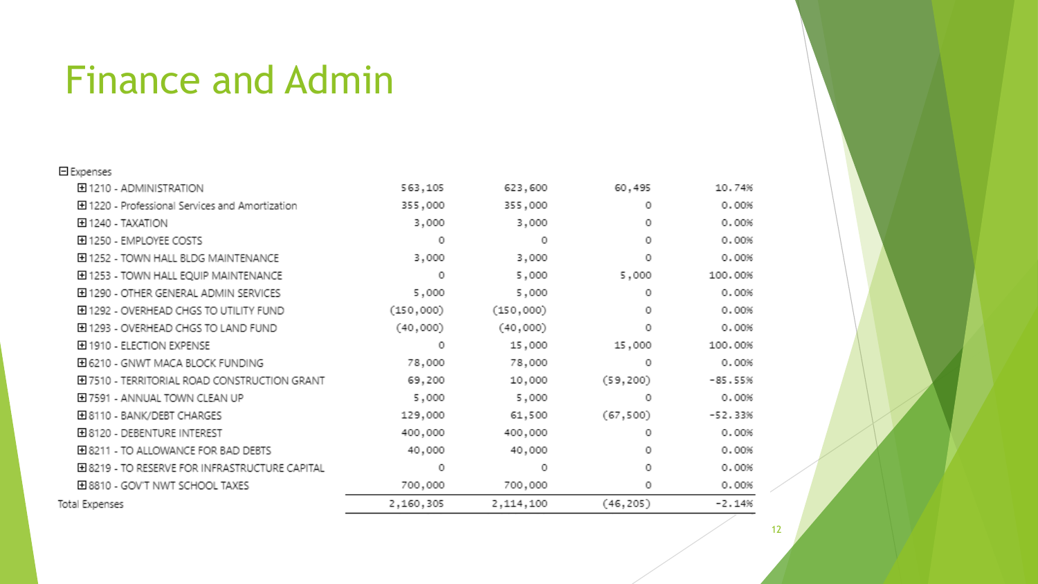# Finance and Admin

| Expenses | | | | |
|---|---|---|---|---|
| 1210 - ADMINISTRATION | 563,105 | 623,600 | 60,495 | 10.74% |
| 1220 - Professional Services and Amortization | 355,000 | 355,000 | 0 | 0.00% |
| 1240 - TAXATION | 3,000 | 3,000 | 0 | 0.00% |
| 1250 - EMPLOYEE COSTS | 0 | 0 | 0 | 0.00% |
| 1252 - TOWN HALL BLDG MAINTENANCE | 3,000 | 3,000 | 0 | 0.00% |
| 1253 - TOWN HALL EQUIP MAINTENANCE | 0 | 5,000 | 5,000 | 100.00% |
| 1290 - OTHER GENERAL ADMIN SERVICES | 5,000 | 5,000 | 0 | 0.00% |
| 1292 - OVERHEAD CHGS TO UTILITY FUND | (150,000) | (150,000) | 0 | 0.00% |
| 1293 - OVERHEAD CHGS TO LAND FUND | (40,000) | (40,000) | 0 | 0.00% |
| 1910 - ELECTION EXPENSE | 0 | 15,000 | 15,000 | 100.00% |
| 6210 - GNWT MACA BLOCK FUNDING | 78,000 | 78,000 | 0 | 0.00% |
| 7510 - TERRITORIAL ROAD CONSTRUCTION GRANT | 69,200 | 10,000 | (59,200) | -85.55% |
| 7591 - ANNUAL TOWN CLEAN UP | 5,000 | 5,000 | 0 | 0.00% |
| 8110 - BANK/DEBT CHARGES | 129,000 | 61,500 | (67,500) | -52.33% |
| 8120 - DEBENTURE INTEREST | 400,000 | 400,000 | 0 | 0.00% |
| 8211 - TO ALLOWANCE FOR BAD DEBTS | 40,000 | 40,000 | 0 | 0.00% |
| 8219 - TO RESERVE FOR INFRASTRUCTURE CAPITAL | 0 | 0 | 0 | 0.00% |
| 8810 - GOV'T NWT SCHOOL TAXES | 700,000 | 700,000 | 0 | 0.00% |
| Total Expenses | 2,160,305 | 2,114,100 | (46,205) | -2.14% |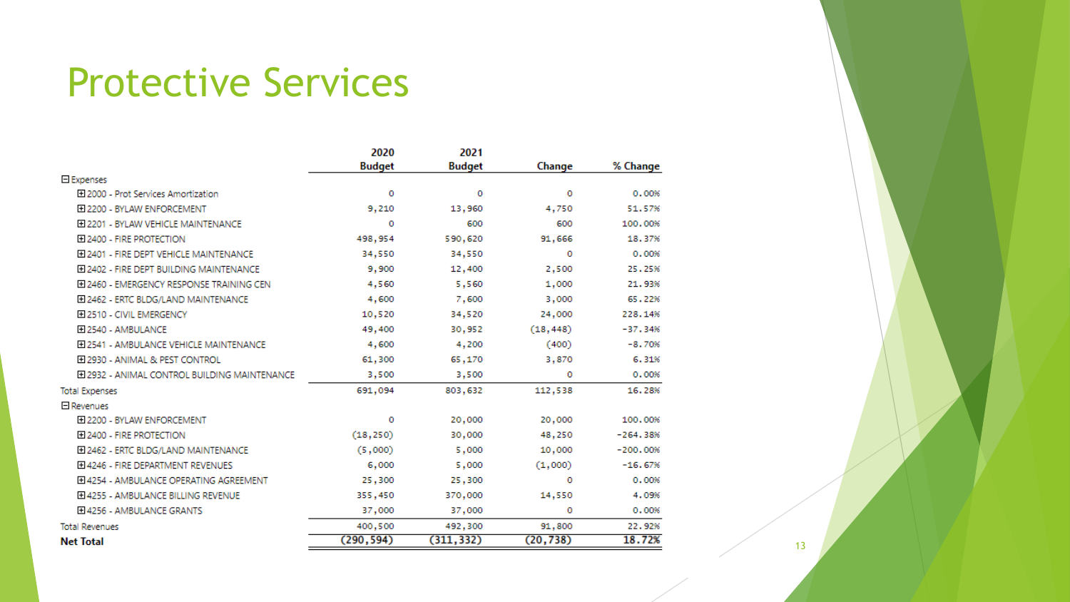# Protective Services

| | 2020 Budget | 2021 Budget | Change | % Change |
|---|---|---|---|---|
| ⊟ Expenses | | | | |
| ⊞ 2000 - Prot Services Amortization | 0 | 0 | 0 | 0.00% |
| ⊞ 2200 - BYLAW ENFORCEMENT | 9,210 | 13,960 | 4,750 | 51.57% |
| ⊞ 2201 - BYLAW VEHICLE MAINTENANCE | 0 | 600 | 600 | 100.00% |
| ⊞ 2400 - FIRE PROTECTION | 498,954 | 590,620 | 91,666 | 18.37% |
| ⊞ 2401 - FIRE DEPT VEHICLE MAINTENANCE | 34,550 | 34,550 | 0 | 0.00% |
| ⊞ 2402 - FIRE DEPT BUILDING MAINTENANCE | 9,900 | 12,400 | 2,500 | 25.25% |
| ⊞ 2460 - EMERGENCY RESPONSE TRAINING CEN | 4,560 | 5,560 | 1,000 | 21.93% |
| ⊞ 2462 - ERTC BLDG/LAND MAINTENANCE | 4,600 | 7,600 | 3,000 | 65.22% |
| ⊞ 2510 - CIVIL EMERGENCY | 10,520 | 34,520 | 24,000 | 228.14% |
| ⊞ 2540 - AMBULANCE | 49,400 | 30,952 | (18,448) | -37.34% |
| ⊞ 2541 - AMBULANCE VEHICLE MAINTENANCE | 4,600 | 4,200 | (400) | -8.70% |
| ⊞ 2930 - ANIMAL & PEST CONTROL | 61,300 | 65,170 | 3,870 | 6.31% |
| ⊞ 2932 - ANIMAL CONTROL BUILDING MAINTENANCE | 3,500 | 3,500 | 0 | 0.00% |
| Total Expenses | 691,094 | 803,632 | 112,538 | 16.28% |
| ⊟ Revenues | | | | |
| ⊞ 2200 - BYLAW ENFORCEMENT | 0 | 20,000 | 20,000 | 100.00% |
| ⊞ 2400 - FIRE PROTECTION | (18,250) | 30,000 | 48,250 | -264.38% |
| ⊞ 2462 - ERTC BLDG/LAND MAINTENANCE | (5,000) | 5,000 | 10,000 | -200.00% |
| ⊞ 4246 - FIRE DEPARTMENT REVENUES | 6,000 | 5,000 | (1,000) | -16.67% |
| ⊞ 4254 - AMBULANCE OPERATING AGREEMENT | 25,300 | 25,300 | 0 | 0.00% |
| ⊞ 4255 - AMBULANCE BILLING REVENUE | 355,450 | 370,000 | 14,550 | 4.09% |
| ⊞ 4256 - AMBULANCE GRANTS | 37,000 | 37,000 | 0 | 0.00% |
| Total Revenues | 400,500 | 492,300 | 91,800 | 22.92% |
| **Net Total** | **(290,594)** | **(311,332)** | **(20,738)** | **18.72%** |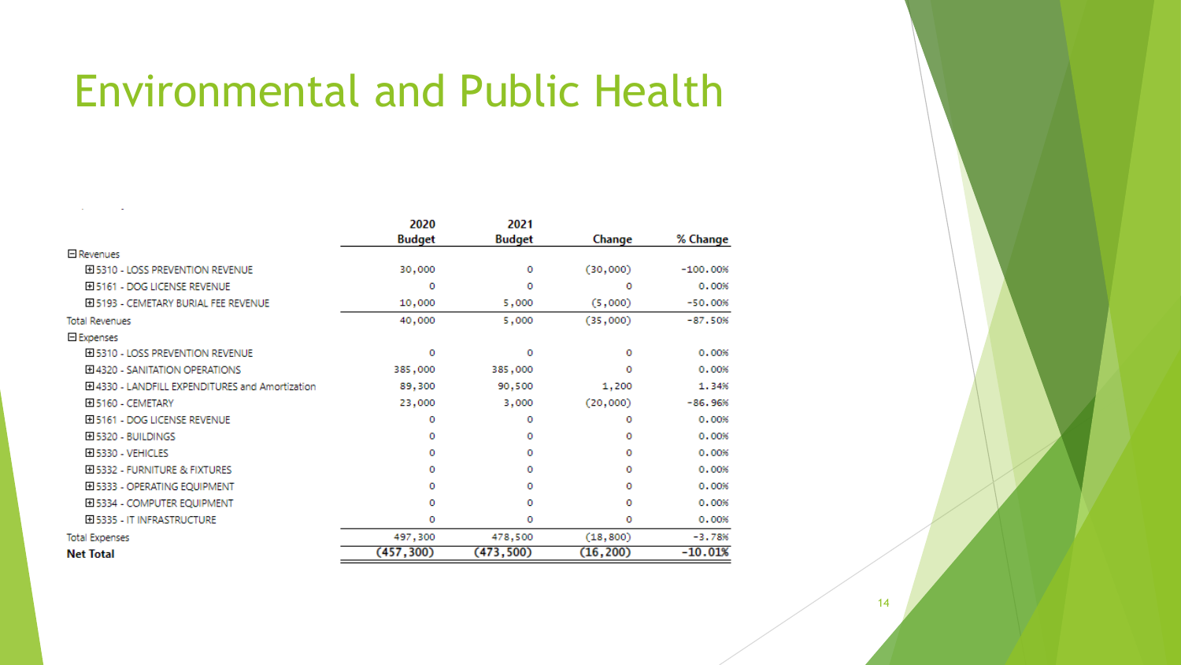# Environmental and Public Health

| | 2020 Budget | 2021 Budget | Change | % Change |
|---|---|---|---|---|
| ⊟ Revenues | | | | |
| ⊞ 5310 - LOSS PREVENTION REVENUE | 30,000 | 0 | (30,000) | -100.00% |
| ⊞ 5161 - DOG LICENSE REVENUE | 0 | 0 | 0 | 0.00% |
| ⊞ 5193 - CEMETARY BURIAL FEE REVENUE | 10,000 | 5,000 | (5,000) | -50.00% |
| Total Revenues | 40,000 | 5,000 | (35,000) | -87.50% |
| ⊟ Expenses | | | | |
| ⊞ 5310 - LOSS PREVENTION REVENUE | 0 | 0 | 0 | 0.00% |
| ⊞ 4320 - SANITATION OPERATIONS | 385,000 | 385,000 | 0 | 0.00% |
| ⊞ 4330 - LANDFILL EXPENDITURES and Amortization | 89,300 | 90,500 | 1,200 | 1.34% |
| ⊞ 5160 - CEMETARY | 23,000 | 3,000 | (20,000) | -86.96% |
| ⊞ 5161 - DOG LICENSE REVENUE | 0 | 0 | 0 | 0.00% |
| ⊞ 5320 - BUILDINGS | 0 | 0 | 0 | 0.00% |
| ⊞ 5330 - VEHICLES | 0 | 0 | 0 | 0.00% |
| ⊞ 5332 - FURNITURE & FIXTURES | 0 | 0 | 0 | 0.00% |
| ⊞ 5333 - OPERATING EQUIPMENT | 0 | 0 | 0 | 0.00% |
| ⊞ 5334 - COMPUTER EQUIPMENT | 0 | 0 | 0 | 0.00% |
| ⊞ 5335 - IT INFRASTRUCTURE | 0 | 0 | 0 | 0.00% |
| Total Expenses | 497,300 | 478,500 | (18,800) | -3.78% |
| **Net Total** | **(457,300)** | **(473,500)** | **(16,200)** | **-10.01%** |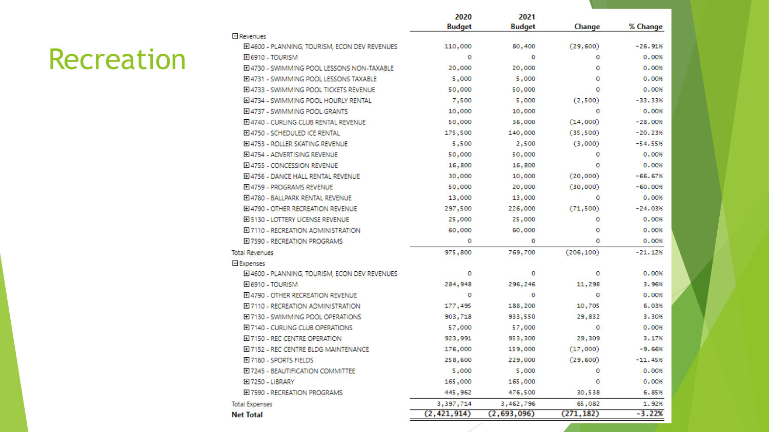# Recreation

| | 2020 Budget | 2021 Budget | Change | % Change |
|---|---|---|---|---|
| **Revenues** | | | | |
| 4600 - PLANNING, TOURISM, ECON DEV REVENUES | 110,000 | 80,400 | (29,600) | -26.91% |
| 6910 - TOURISM | 0 | 0 | 0 | 0.00% |
| 4730 - SWIMMING POOL LESSONS NON-TAXABLE | 20,000 | 20,000 | 0 | 0.00% |
| 4731 - SWIMMING POOL LESSONS TAXABLE | 5,000 | 5,000 | 0 | 0.00% |
| 4733 - SWIMMING POOL TICKETS REVENUE | 50,000 | 50,000 | 0 | 0.00% |
| 4734 - SWIMMING POOL HOURLY RENTAL | 7,500 | 5,000 | (2,500) | -33.33% |
| 4737 - SWIMMING POOL GRANTS | 10,000 | 10,000 | 0 | 0.00% |
| 4740 - CURLING CLUB RENTAL REVENUE | 50,000 | 36,000 | (14,000) | -28.00% |
| 4750 - SCHEDULED ICE RENTAL | 175,500 | 140,000 | (35,500) | -20.23% |
| 4753 - ROLLER SKATING REVENUE | 5,500 | 2,500 | (3,000) | -54.55% |
| 4754 - ADVERTISING REVENUE | 50,000 | 50,000 | 0 | 0.00% |
| 4755 - CONCESSION REVENUE | 16,800 | 16,800 | 0 | 0.00% |
| 4756 - DANCE HALL RENTAL REVENUE | 30,000 | 10,000 | (20,000) | -66.67% |
| 4759 - PROGRAMS REVENUE | 50,000 | 20,000 | (30,000) | -60.00% |
| 4780 - BALLPARK RENTAL REVENUE | 13,000 | 13,000 | 0 | 0.00% |
| 4790 - OTHER RECREATION REVENUE | 297,500 | 226,000 | (71,500) | -24.03% |
| 5130 - LOTTERY LICENSE REVENUE | 25,000 | 25,000 | 0 | 0.00% |
| 7110 - RECREATION ADMINISTRATION | 60,000 | 60,000 | 0 | 0.00% |
| 7590 - RECREATION PROGRAMS | 0 | 0 | 0 | 0.00% |
| Total Revenues | 975,800 | 769,700 | (206,100) | -21.12% |
| **Expenses** | | | | |
| 4600 - PLANNING, TOURISM, ECON DEV REVENUES | 0 | 0 | 0 | 0.00% |
| 6910 - TOURISM | 284,948 | 296,246 | 11,298 | 3.96% |
| 4790 - OTHER RECREATION REVENUE | 0 | 0 | 0 | 0.00% |
| 7110 - RECREATION ADMINISTRATION | 177,495 | 188,200 | 10,705 | 6.03% |
| 7130 - SWIMMING POOL OPERATIONS | 903,718 | 933,550 | 29,832 | 3.30% |
| 7140 - CURLING CLUB OPERATIONS | 57,000 | 57,000 | 0 | 0.00% |
| 7150 - REC CENTRE OPERATION | 923,991 | 953,300 | 29,309 | 3.17% |
| 7152 - REC CENTRE BLDG MAINTENANCE | 176,000 | 159,000 | (17,000) | -9.66% |
| 7180 - SPORTS FIELDS | 258,600 | 229,000 | (29,600) | -11.45% |
| 7245 - BEAUTIFICATION COMMITTEE | 5,000 | 5,000 | 0 | 0.00% |
| 7250 - LIBRARY | 165,000 | 165,000 | 0 | 0.00% |
| 7590 - RECREATION PROGRAMS | 445,962 | 476,500 | 30,538 | 6.85% |
| Total Expenses | 3,397,714 | 3,462,796 | 65,082 | 1.92% |
| **Net Total** | **(2,421,914)** | **(2,693,096)** | **(271,182)** | **-3.22%** |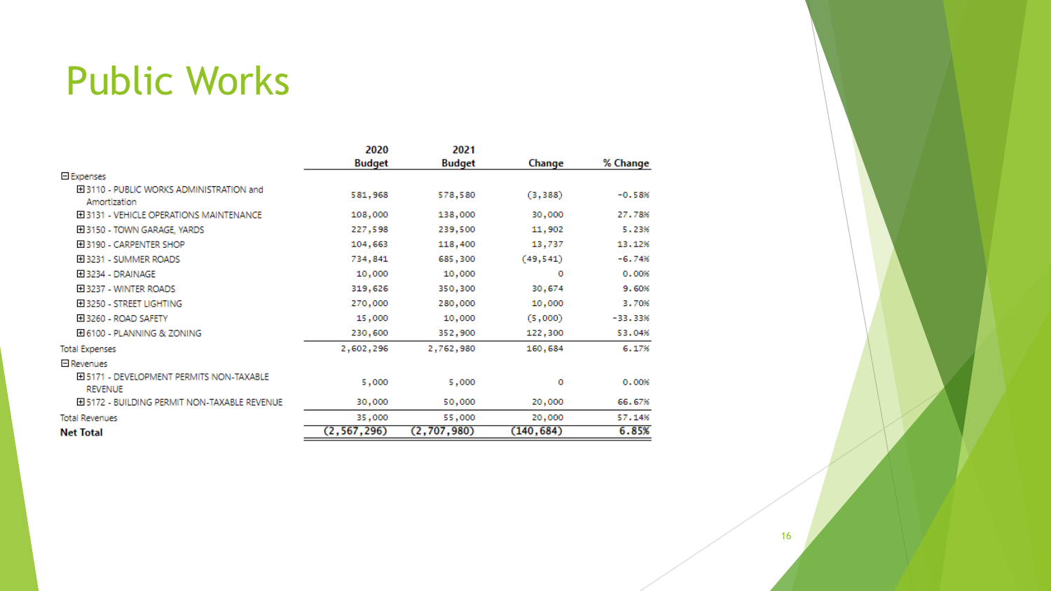# Public Works

| | 2020 Budget | 2021 Budget | Change | % Change |
|---|---|---|---|---|
| ⊟ Expenses | | | | |
| ⊞ 3110 - PUBLIC WORKS ADMINISTRATION and Amortization | 581,968 | 578,580 | (3,388) | -0.58% |
| ⊞ 3131 - VEHICLE OPERATIONS MAINTENANCE | 108,000 | 138,000 | 30,000 | 27.78% |
| ⊞ 3150 - TOWN GARAGE, YARDS | 227,598 | 239,500 | 11,902 | 5.23% |
| ⊞ 3190 - CARPENTER SHOP | 104,663 | 118,400 | 13,737 | 13.12% |
| ⊞ 3231 - SUMMER ROADS | 734,841 | 685,300 | (49,541) | -6.74% |
| ⊞ 3234 - DRAINAGE | 10,000 | 10,000 | 0 | 0.00% |
| ⊞ 3237 - WINTER ROADS | 319,626 | 350,300 | 30,674 | 9.60% |
| ⊞ 3250 - STREET LIGHTING | 270,000 | 280,000 | 10,000 | 3.70% |
| ⊞ 3260 - ROAD SAFETY | 15,000 | 10,000 | (5,000) | -33.33% |
| ⊞ 6100 - PLANNING & ZONING | 230,600 | 352,900 | 122,300 | 53.04% |
| Total Expenses | 2,602,296 | 2,762,980 | 160,684 | 6.17% |
| ⊟ Revenues | | | | |
| ⊞ 5171 - DEVELOPMENT PERMITS NON-TAXABLE REVENUE | 5,000 | 5,000 | 0 | 0.00% |
| ⊞ 5172 - BUILDING PERMIT NON-TAXABLE REVENUE | 30,000 | 50,000 | 20,000 | 66.67% |
| Total Revenues | 35,000 | 55,000 | 20,000 | 57.14% |
| **Net Total** | **(2,567,296)** | **(2,707,980)** | **(140,684)** | **6.85%** |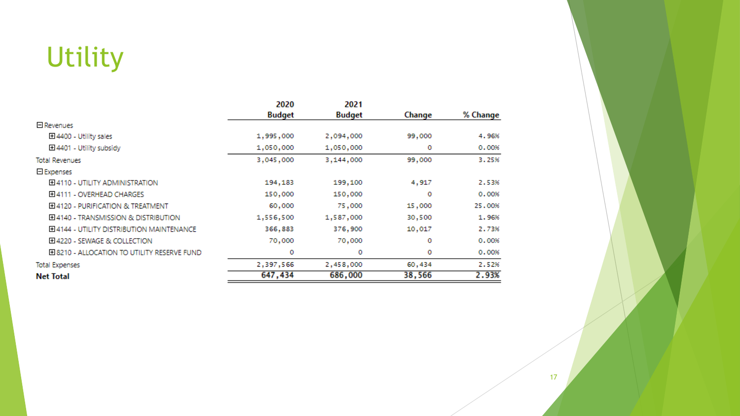# Utility

| | 2020 Budget | 2021 Budget | Change | % Change |
|---|---|---|---|---|
| ⊟ Revenues | | | | |
| ⊞ 4400 - Utility sales | 1,995,000 | 2,094,000 | 99,000 | 4.96% |
| ⊞ 4401 - Utility subsidy | 1,050,000 | 1,050,000 | 0 | 0.00% |
| Total Revenues | 3,045,000 | 3,144,000 | 99,000 | 3.25% |
| ⊟ Expenses | | | | |
| ⊞ 4110 - UTILITY ADMINISTRATION | 194,183 | 199,100 | 4,917 | 2.53% |
| ⊞ 4111 - OVERHEAD CHARGES | 150,000 | 150,000 | 0 | 0.00% |
| ⊞ 4120 - PURIFICATION & TREATMENT | 60,000 | 75,000 | 15,000 | 25.00% |
| ⊞ 4140 - TRANSMISSION & DISTRIBUTION | 1,556,500 | 1,587,000 | 30,500 | 1.96% |
| ⊞ 4144 - UTILITY DISTRIBUTION MAINTENANCE | 366,883 | 376,900 | 10,017 | 2.73% |
| ⊞ 4220 - SEWAGE & COLLECTION | 70,000 | 70,000 | 0 | 0.00% |
| ⊞ 8210 - ALLOCATION TO UTILITY RESERVE FUND | 0 | 0 | 0 | 0.00% |
| Total Expenses | 2,397,566 | 2,458,000 | 60,434 | 2.52% |
| **Net Total** | **647,434** | **686,000** | **38,566** | **2.93%** |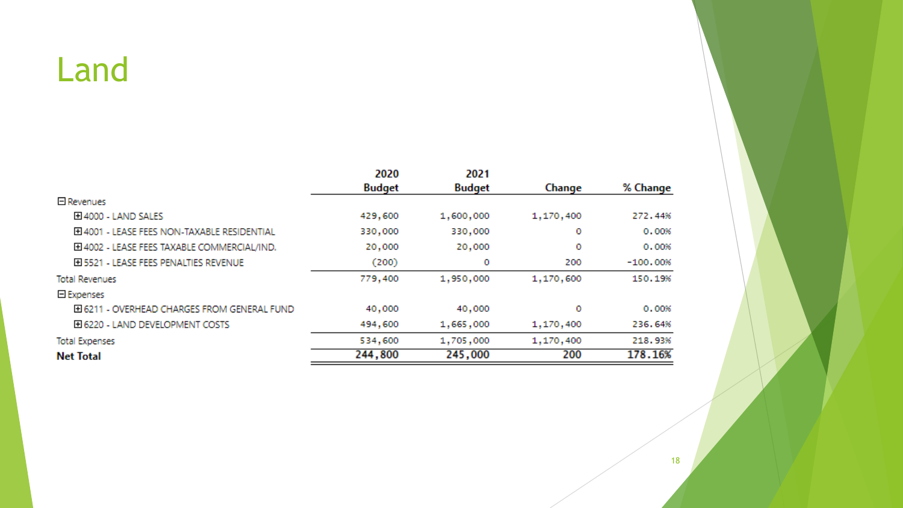# Land

| | 2020 Budget | 2021 Budget | Change | % Change |
|---|---|---|---|---|
| Revenues | | | | |
| 4000 - LAND SALES | 429,600 | 1,600,000 | 1,170,400 | 272.44% |
| 4001 - LEASE FEES NON-TAXABLE RESIDENTIAL | 330,000 | 330,000 | 0 | 0.00% |
| 4002 - LEASE FEES TAXABLE COMMERCIAL/IND. | 20,000 | 20,000 | 0 | 0.00% |
| 5521 - LEASE FEES PENALTIES REVENUE | (200) | 0 | 200 | -100.00% |
| Total Revenues | 779,400 | 1,950,000 | 1,170,600 | 150.19% |
| Expenses | | | | |
| 6211 - OVERHEAD CHARGES FROM GENERAL FUND | 40,000 | 40,000 | 0 | 0.00% |
| 6220 - LAND DEVELOPMENT COSTS | 494,600 | 1,665,000 | 1,170,400 | 236.64% |
| Total Expenses | 534,600 | 1,705,000 | 1,170,400 | 218.93% |
| **Net Total** | **244,800** | **245,000** | **200** | **178.16%** |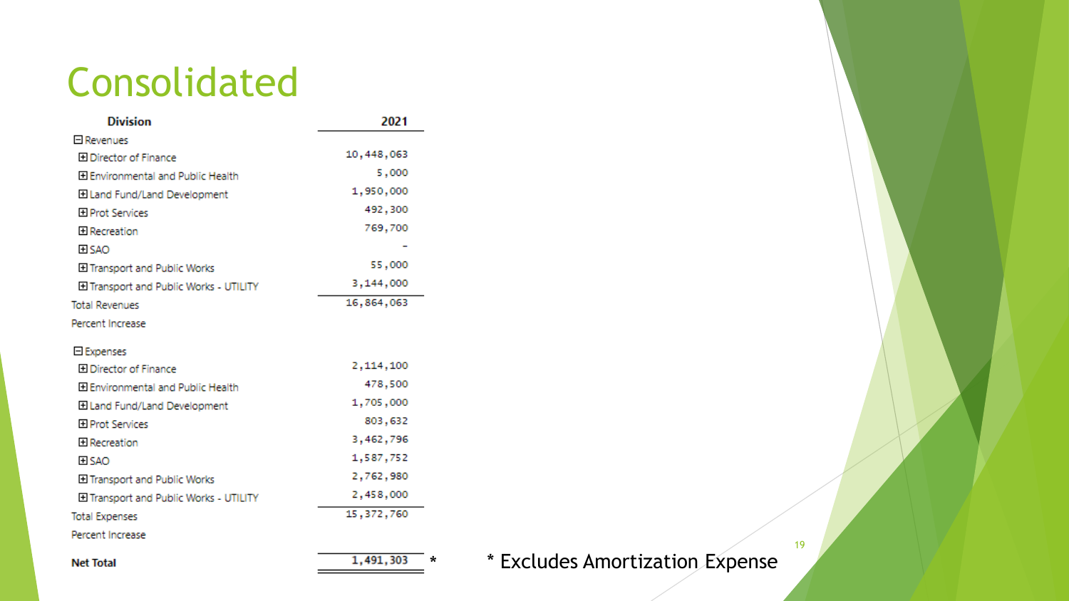# Consolidated

| Division | 2021 |
|---|---|
| ⊟ Revenues | |
| ⊞ Director of Finance | 10,448,063 |
| ⊞ Environmental and Public Health | 5,000 |
| ⊞ Land Fund/Land Development | 1,950,000 |
| ⊞ Prot Services | 492,300 |
| ⊞ Recreation | 769,700 |
| ⊞ SAO | - |
| ⊞ Transport and Public Works | 55,000 |
| ⊞ Transport and Public Works - UTILITY | 3,144,000 |
| Total Revenues | 16,864,063 |
| Percent Increase | |
| ⊟ Expenses | |
| ⊞ Director of Finance | 2,114,100 |
| ⊞ Environmental and Public Health | 478,500 |
| ⊞ Land Fund/Land Development | 1,705,000 |
| ⊞ Prot Services | 803,632 |
| ⊞ Recreation | 3,462,796 |
| ⊞ SAO | 1,587,752 |
| ⊞ Transport and Public Works | 2,762,980 |
| ⊞ Transport and Public Works - UTILITY | 2,458,000 |
| Total Expenses | 15,372,760 |
| Percent Increase | |
| **Net Total** | 1,491,303 * |

* Excludes Amortization Expense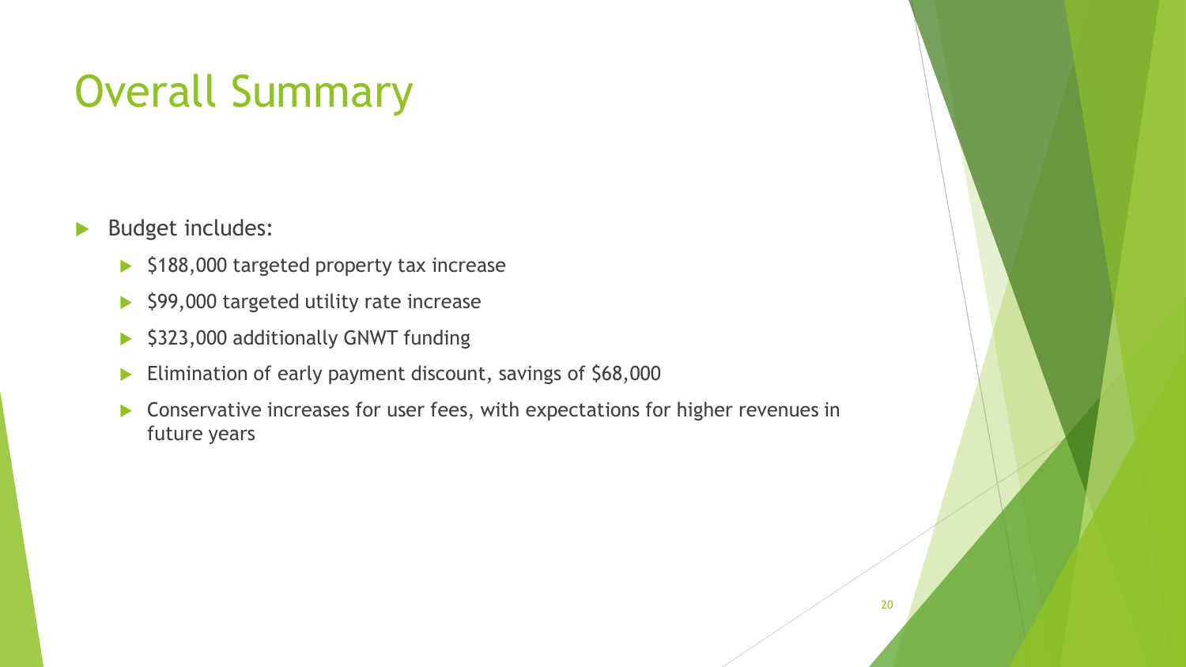# Overall Summary

- Budget includes:
  - $188,000 targeted property tax increase
  - $99,000 targeted utility rate increase
  - $323,000 additionally GNWT funding
  - Elimination of early payment discount, savings of $68,000
  - Conservative increases for user fees, with expectations for higher revenues in future years